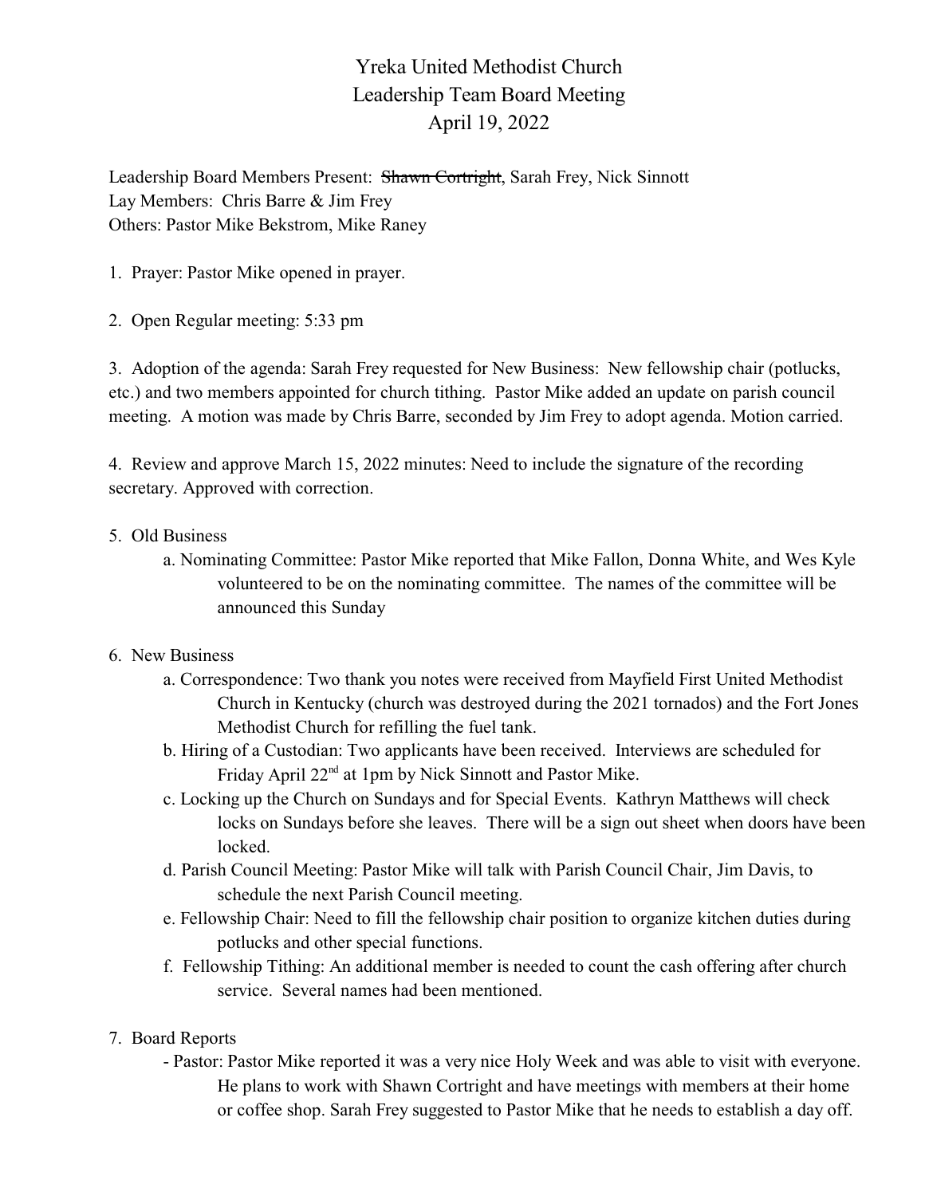# Yreka United Methodist Church
## Leadership Team Board Meeting
### April 19, 2022

Leadership Board Members Present: ~~Shawn Cortright~~, Sarah Frey, Nick Sinnott
Lay Members: Chris Barre & Jim Frey
Others: Pastor Mike Bekstrom, Mike Raney

1. Prayer: Pastor Mike opened in prayer.

2. Open Regular meeting: 5:33 pm

3. Adoption of the agenda: Sarah Frey requested for New Business: New fellowship chair (potlucks, etc.) and two members appointed for church tithing. Pastor Mike added an update on parish council meeting. A motion was made by Chris Barre, seconded by Jim Frey to adopt agenda. Motion carried.

4. Review and approve March 15, 2022 minutes: Need to include the signature of the recording secretary. Approved with correction.

5. Old Business
   - a. Nominating Committee: Pastor Mike reported that Mike Fallon, Donna White, and Wes Kyle volunteered to be on the nominating committee. The names of the committee will be announced this Sunday

6. New Business
   - a. Correspondence: Two thank you notes were received from Mayfield First United Methodist Church in Kentucky (church was destroyed during the 2021 tornados) and the Fort Jones Methodist Church for refilling the fuel tank.
   - b. Hiring of a Custodian: Two applicants have been received. Interviews are scheduled for Friday April 22nd at 1pm by Nick Sinnott and Pastor Mike.
   - c. Locking up the Church on Sundays and for Special Events. Kathryn Matthews will check locks on Sundays before she leaves. There will be a sign out sheet when doors have been locked.
   - d. Parish Council Meeting: Pastor Mike will talk with Parish Council Chair, Jim Davis, to schedule the next Parish Council meeting.
   - e. Fellowship Chair: Need to fill the fellowship chair position to organize kitchen duties during potlucks and other special functions.
   - f. Fellowship Tithing: An additional member is needed to count the cash offering after church service. Several names had been mentioned.

7. Board Reports
   - Pastor: Pastor Mike reported it was a very nice Holy Week and was able to visit with everyone. He plans to work with Shawn Cortright and have meetings with members at their home or coffee shop. Sarah Frey suggested to Pastor Mike that he needs to establish a day off.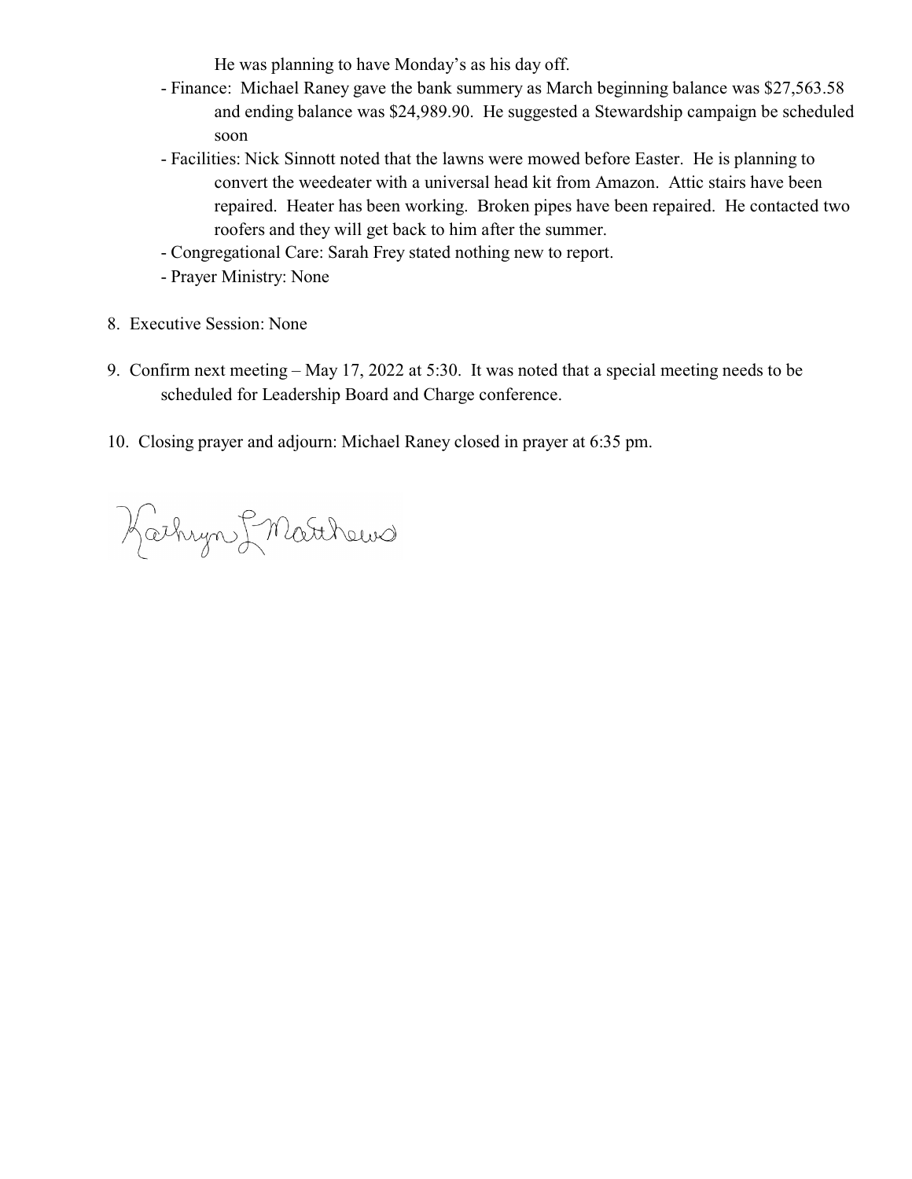He was planning to have Monday's as his day off.

- Finance: Michael Raney gave the bank summery as March beginning balance was $27,563.58 and ending balance was $24,989.90. He suggested a Stewardship campaign be scheduled soon
- Facilities: Nick Sinnott noted that the lawns were mowed before Easter. He is planning to convert the weedeater with a universal head kit from Amazon. Attic stairs have been repaired. Heater has been working. Broken pipes have been repaired. He contacted two roofers and they will get back to him after the summer.
- Congregational Care: Sarah Frey stated nothing new to report.
- Prayer Ministry: None

8. Executive Session: None

9. Confirm next meeting – May 17, 2022 at 5:30. It was noted that a special meeting needs to be scheduled for Leadership Board and Charge conference.

10. Closing prayer and adjourn: Michael Raney closed in prayer at 6:35 pm.

Kathryn L Matthews